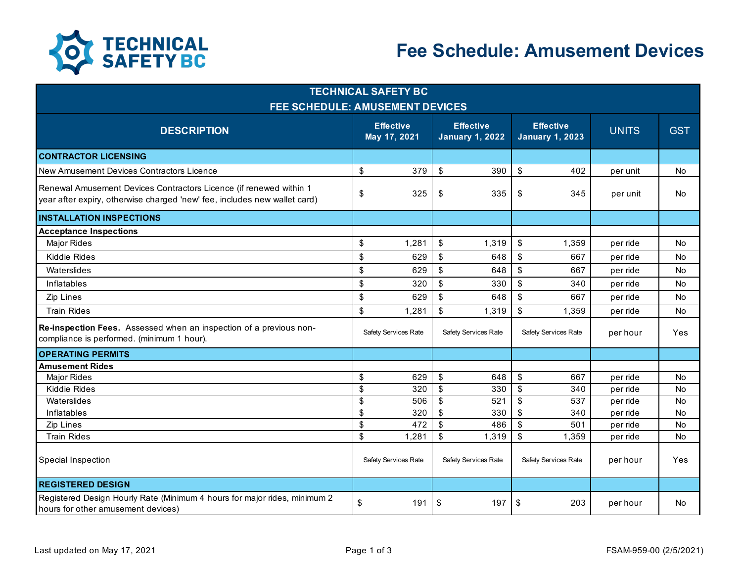# Fee Schedule: Amusement Devices

| TECHNICAL SAFETY BC<br>FEE SCHEDULE: AMUSEMENT DEVICES | | | | | |
|---|---|---|---|---|---|
| **DESCRIPTION** | **Effective May 17, 2021** | **Effective January 1, 2022** | **Effective January 1, 2023** | **UNITS** | **GST** |
| **CONTRACTOR LICENSING** | | | | | |
| New Amusement Devices Contractors Licence | $ 379 | $ 390 | $ 402 | per unit | No |
| Renewal Amusement Devices Contractors Licence (if renewed within 1 year after expiry, otherwise charged 'new' fee, includes new wallet card) | $ 325 | $ 335 | $ 345 | per unit | No |
| **INSTALLATION INSPECTIONS** | | | | | |
| **Acceptance Inspections** | | | | | |
| Major Rides | $ 1,281 | $ 1,319 | $ 1,359 | per ride | No |
| Kiddie Rides | $ 629 | $ 648 | $ 667 | per ride | No |
| Waterslides | $ 629 | $ 648 | $ 667 | per ride | No |
| Inflatables | $ 320 | $ 330 | $ 340 | per ride | No |
| Zip Lines | $ 629 | $ 648 | $ 667 | per ride | No |
| Train Rides | $ 1,281 | $ 1,319 | $ 1,359 | per ride | No |
| **Re-inspection Fees.** Assessed when an inspection of a previous non-compliance is performed. (minimum 1 hour). | Safety Services Rate | Safety Services Rate | Safety Services Rate | per hour | Yes |
| **OPERATING PERMITS** | | | | | |
| **Amusement Rides** | | | | | |
| Major Rides | $ 629 | $ 648 | $ 667 | per ride | No |
| Kiddie Rides | $ 320 | $ 330 | $ 340 | per ride | No |
| Waterslides | $ 506 | $ 521 | $ 537 | per ride | No |
| Inflatables | $ 320 | $ 330 | $ 340 | per ride | No |
| Zip Lines | $ 472 | $ 486 | $ 501 | per ride | No |
| Train Rides | $ 1,281 | $ 1,319 | $ 1,359 | per ride | No |
| Special Inspection | Safety Services Rate | Safety Services Rate | Safety Services Rate | per hour | Yes |
| **REGISTERED DESIGN** | | | | | |
| Registered Design Hourly Rate (Minimum 4 hours for major rides, minimum 2 hours for other amusement devices) | $ 191 | $ 197 | $ 203 | per hour | No |

Last updated on May 17, 2021

FSAM-959-00 (2/5/2021)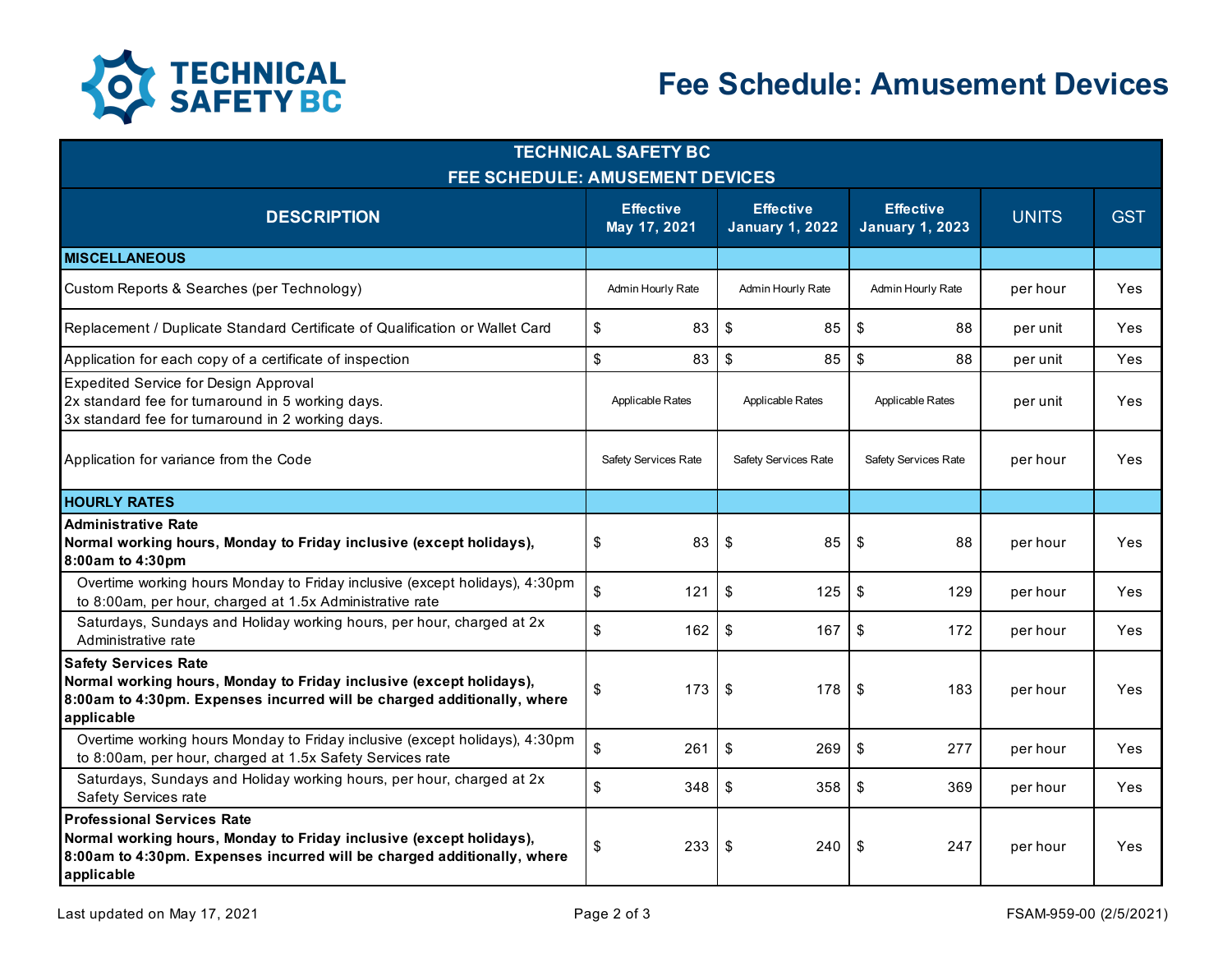# Fee Schedule: Amusement Devices

| TECHNICAL SAFETY BC FEE SCHEDULE: AMUSEMENT DEVICES | | | | | |
|---|---|---|---|---|---|
| **DESCRIPTION** | **Effective May 17, 2021** | **Effective January 1, 2022** | **Effective January 1, 2023** | **UNITS** | **GST** |
| **MISCELLANEOUS** | | | | | |
| Custom Reports & Searches (per Technology) | Admin Hourly Rate | Admin Hourly Rate | Admin Hourly Rate | per hour | Yes |
| Replacement / Duplicate Standard Certificate of Qualification or Wallet Card | $ 83 | $ 85 | $ 88 | per unit | Yes |
| Application for each copy of a certificate of inspection | $ 83 | $ 85 | $ 88 | per unit | Yes |
| Expedited Service for Design Approval<br>2x standard fee for turnaround in 5 working days.<br>3x standard fee for turnaround in 2 working days. | Applicable Rates | Applicable Rates | Applicable Rates | per unit | Yes |
| Application for variance from the Code | Safety Services Rate | Safety Services Rate | Safety Services Rate | per hour | Yes |
| **HOURLY RATES** | | | | | |
| **Administrative Rate**<br>**Normal working hours, Monday to Friday inclusive (except holidays), 8:00am to 4:30pm** | $ 83 | $ 85 | $ 88 | per hour | Yes |
| Overtime working hours Monday to Friday inclusive (except holidays), 4:30pm to 8:00am, per hour, charged at 1.5x Administrative rate | $ 121 | $ 125 | $ 129 | per hour | Yes |
| Saturdays, Sundays and Holiday working hours, per hour, charged at 2x Administrative rate | $ 162 | $ 167 | $ 172 | per hour | Yes |
| **Safety Services Rate**<br>**Normal working hours, Monday to Friday inclusive (except holidays), 8:00am to 4:30pm. Expenses incurred will be charged additionally, where applicable** | $ 173 | $ 178 | $ 183 | per hour | Yes |
| Overtime working hours Monday to Friday inclusive (except holidays), 4:30pm to 8:00am, per hour, charged at 1.5x Safety Services rate | $ 261 | $ 269 | $ 277 | per hour | Yes |
| Saturdays, Sundays and Holiday working hours, per hour, charged at 2x Safety Services rate | $ 348 | $ 358 | $ 369 | per hour | Yes |
| **Professional Services Rate**<br>**Normal working hours, Monday to Friday inclusive (except holidays), 8:00am to 4:30pm. Expenses incurred will be charged additionally, where applicable** | $ 233 | $ 240 | $ 247 | per hour | Yes |

Last updated on May 17, 2021

FSAM-959-00 (2/5/2021)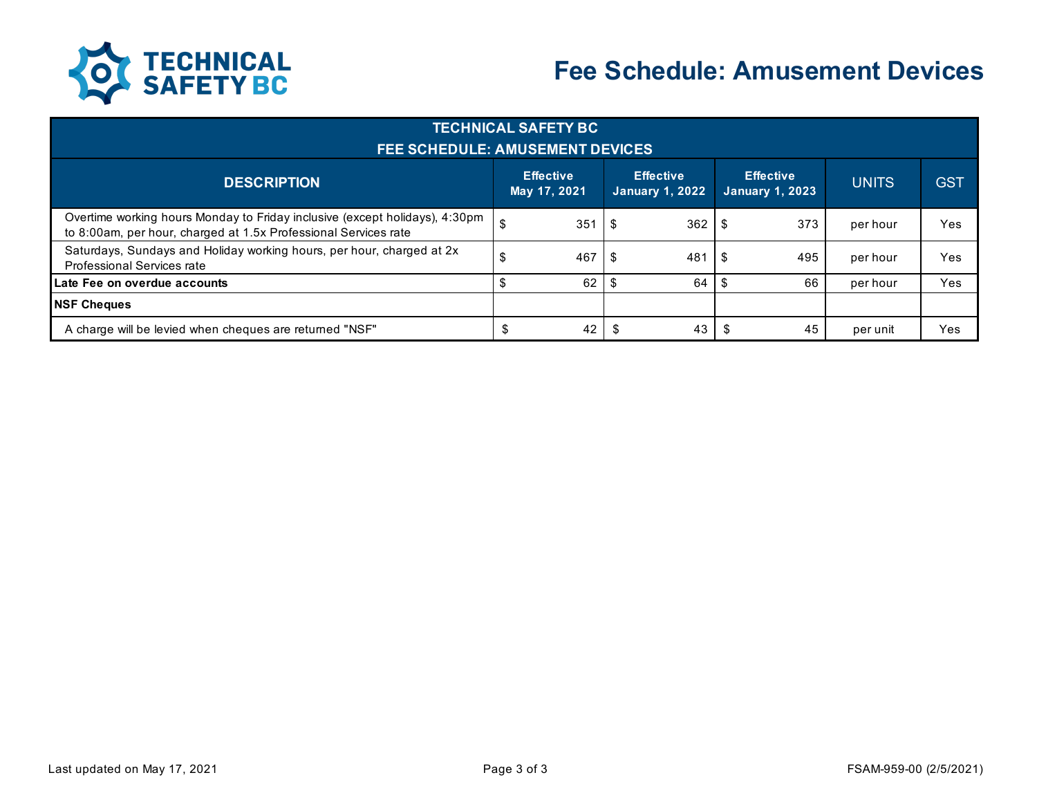# Fee Schedule: Amusement Devices

| TECHNICAL SAFETY BC FEE SCHEDULE: AMUSEMENT DEVICES | | | | | |
|---|---|---|---|---|---|
| **DESCRIPTION** | **Effective May 17, 2021** | **Effective January 1, 2022** | **Effective January 1, 2023** | **UNITS** | **GST** |
| Overtime working hours Monday to Friday inclusive (except holidays), 4:30pm to 8:00am, per hour, charged at 1.5x Professional Services rate | $ 351 | $ 362 | $ 373 | per hour | Yes |
| Saturdays, Sundays and Holiday working hours, per hour, charged at 2x Professional Services rate | $ 467 | $ 481 | $ 495 | per hour | Yes |
| **Late Fee on overdue accounts** | $ 62 | $ 64 | $ 66 | per hour | Yes |
| **NSF Cheques** | | | | | |
| A charge will be levied when cheques are returned "NSF" | $ 42 | $ 43 | $ 45 | per unit | Yes |

Last updated on May 17, 2021

FSAM-959-00 (2/5/2021)